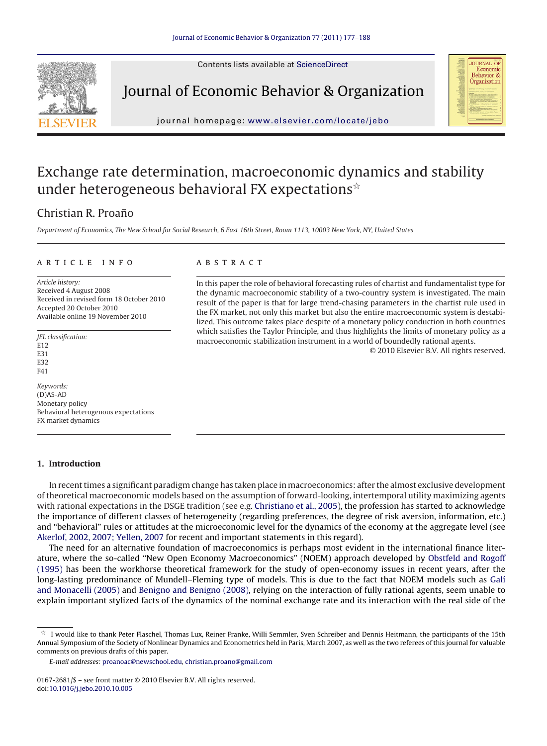# Exchange rate determination, macroeconomic dynamics and stability under heterogeneous behavioral FX expectations☆

Christian R. Proaño

*Department of Economics, The New School for Social Research, 6 East 16th Street, Room 1113, 10003 New York, NY, United States*

## ARTICLE INFO

*Article history:*
Received 4 August 2008
Received in revised form 18 October 2010
Accepted 20 October 2010
Available online 19 November 2010

*JEL classification:*
E12
E31
E32
F41

*Keywords:*
(D)AS-AD
Monetary policy
Behavioral heterogenous expectations
FX market dynamics

## ABSTRACT

In this paper the role of behavioral forecasting rules of chartist and fundamentalist type for the dynamic macroeconomic stability of a two-country system is investigated. The main result of the paper is that for large trend-chasing parameters in the chartist rule used in the FX market, not only this market but also the entire macroeconomic system is destabilized. This outcome takes place despite of a monetary policy conduction in both countries which satisfies the Taylor Principle, and thus highlights the limits of monetary policy as a macroeconomic stabilization instrument in a world of boundedly rational agents.

© 2010 Elsevier B.V. All rights reserved.

## 1. Introduction

In recent times a significant paradigm change has taken place in macroeconomics: after the almost exclusive development of theoretical macroeconomic models based on the assumption of forward-looking, intertemporal utility maximizing agents with rational expectations in the DSGE tradition (see e.g. Christiano et al., 2005), the profession has started to acknowledge the importance of different classes of heterogeneity (regarding preferences, the degree of risk aversion, information, etc.) and "behavioral" rules or attitudes at the microeconomic level for the dynamics of the economy at the aggregate level (see Akerlof, 2002, 2007; Yellen, 2007 for recent and important statements in this regard).

The need for an alternative foundation of macroeconomics is perhaps most evident in the international finance literature, where the so-called "New Open Economy Macroeconomics" (NOEM) approach developed by Obstfeld and Rogoff (1995) has been the workhorse theoretical framework for the study of open-economy issues in recent years, after the long-lasting predominance of Mundell–Fleming type of models. This is due to the fact that NOEM models such as Galí and Monacelli (2005) and Benigno and Benigno (2008), relying on the interaction of fully rational agents, seem unable to explain important stylized facts of the dynamics of the nominal exchange rate and its interaction with the real side of the

---

☆ I would like to thank Peter Flaschel, Thomas Lux, Reiner Franke, Willi Semmler, Sven Schreiber and Dennis Heitmann, the participants of the 15th Annual Symposium of the Society of Nonlinear Dynamics and Econometrics held in Paris, March 2007, as well as the two referees of this journal for valuable comments on previous drafts of this paper.

*E-mail addresses:* proanoac@newschool.edu, christian.proano@gmail.com

0167-2681/$ – see front matter © 2010 Elsevier B.V. All rights reserved.
doi:10.1016/j.jebo.2010.10.005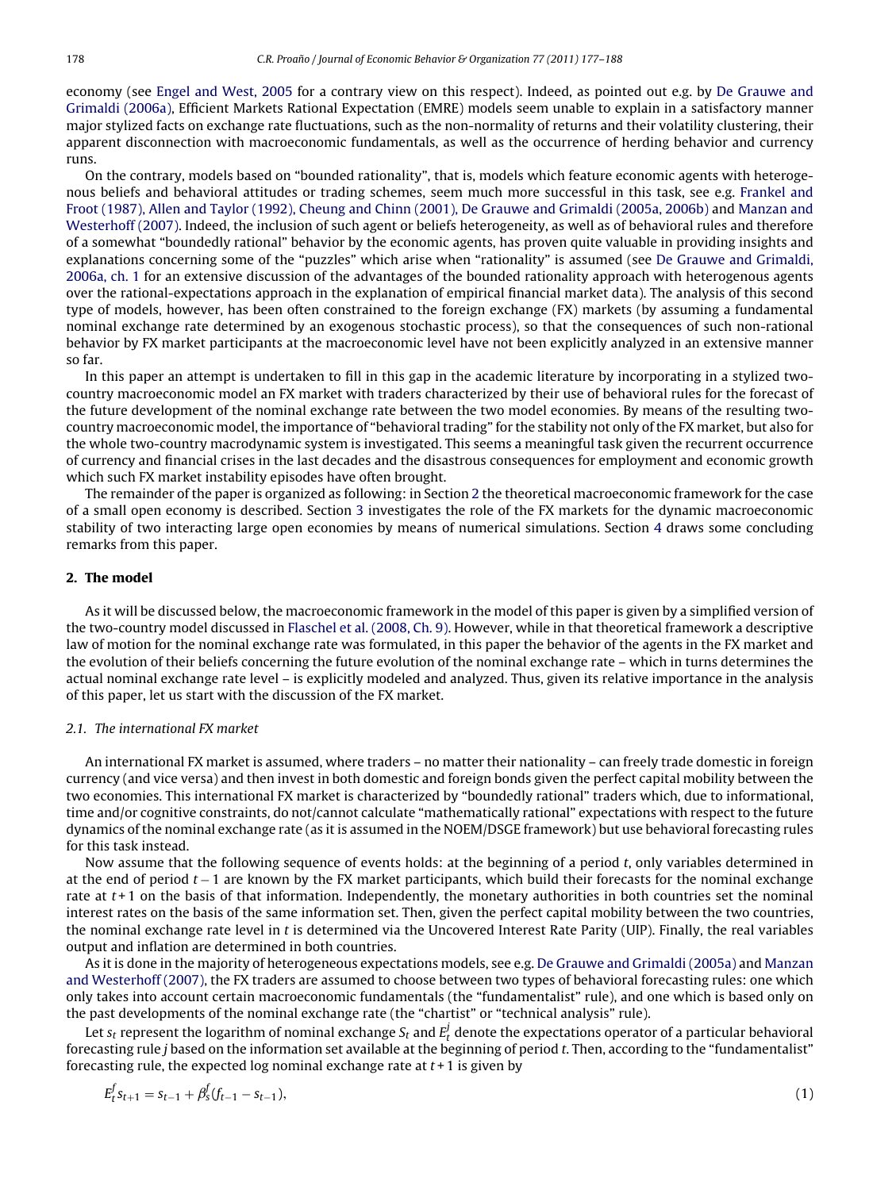economy (see Engel and West, 2005 for a contrary view on this respect). Indeed, as pointed out e.g. by De Grauwe and Grimaldi (2006a), Efficient Markets Rational Expectation (EMRE) models seem unable to explain in a satisfactory manner major stylized facts on exchange rate fluctuations, such as the non-normality of returns and their volatility clustering, their apparent disconnection with macroeconomic fundamentals, as well as the occurrence of herding behavior and currency runs.

On the contrary, models based on "bounded rationality", that is, models which feature economic agents with heterogenous beliefs and behavioral attitudes or trading schemes, seem much more successful in this task, see e.g. Frankel and Froot (1987), Allen and Taylor (1992), Cheung and Chinn (2001), De Grauwe and Grimaldi (2005a, 2006b) and Manzan and Westerhoff (2007). Indeed, the inclusion of such agent or beliefs heterogeneity, as well as of behavioral rules and therefore of a somewhat "boundedly rational" behavior by the economic agents, has proven quite valuable in providing insights and explanations concerning some of the "puzzles" which arise when "rationality" is assumed (see De Grauwe and Grimaldi, 2006a, ch. 1 for an extensive discussion of the advantages of the bounded rationality approach with heterogenous agents over the rational-expectations approach in the explanation of empirical financial market data). The analysis of this second type of models, however, has been often constrained to the foreign exchange (FX) markets (by assuming a fundamental nominal exchange rate determined by an exogenous stochastic process), so that the consequences of such non-rational behavior by FX market participants at the macroeconomic level have not been explicitly analyzed in an extensive manner so far.

In this paper an attempt is undertaken to fill in this gap in the academic literature by incorporating in a stylized two-country macroeconomic model an FX market with traders characterized by their use of behavioral rules for the forecast of the future development of the nominal exchange rate between the two model economies. By means of the resulting two-country macroeconomic model, the importance of "behavioral trading" for the stability not only of the FX market, but also for the whole two-country macrodynamic system is investigated. This seems a meaningful task given the recurrent occurrence of currency and financial crises in the last decades and the disastrous consequences for employment and economic growth which such FX market instability episodes have often brought.

The remainder of the paper is organized as following: in Section 2 the theoretical macroeconomic framework for the case of a small open economy is described. Section 3 investigates the role of the FX markets for the dynamic macroeconomic stability of two interacting large open economies by means of numerical simulations. Section 4 draws some concluding remarks from this paper.

## 2. The model

As it will be discussed below, the macroeconomic framework in the model of this paper is given by a simplified version of the two-country model discussed in Flaschel et al. (2008, Ch. 9). However, while in that theoretical framework a descriptive law of motion for the nominal exchange rate was formulated, in this paper the behavior of the agents in the FX market and the evolution of their beliefs concerning the future evolution of the nominal exchange rate – which in turns determines the actual nominal exchange rate level – is explicitly modeled and analyzed. Thus, given its relative importance in the analysis of this paper, let us start with the discussion of the FX market.

### 2.1. The international FX market

An international FX market is assumed, where traders – no matter their nationality – can freely trade domestic in foreign currency (and vice versa) and then invest in both domestic and foreign bonds given the perfect capital mobility between the two economies. This international FX market is characterized by "boundedly rational" traders which, due to informational, time and/or cognitive constraints, do not/cannot calculate "mathematically rational" expectations with respect to the future dynamics of the nominal exchange rate (as it is assumed in the NOEM/DSGE framework) but use behavioral forecasting rules for this task instead.

Now assume that the following sequence of events holds: at the beginning of a period $t$, only variables determined in at the end of period $t-1$ are known by the FX market participants, which build their forecasts for the nominal exchange rate at $t+1$ on the basis of that information. Independently, the monetary authorities in both countries set the nominal interest rates on the basis of the same information set. Then, given the perfect capital mobility between the two countries, the nominal exchange rate level in $t$ is determined via the Uncovered Interest Rate Parity (UIP). Finally, the real variables output and inflation are determined in both countries.

As it is done in the majority of heterogeneous expectations models, see e.g. De Grauwe and Grimaldi (2005a) and Manzan and Westerhoff (2007), the FX traders are assumed to choose between two types of behavioral forecasting rules: one which only takes into account certain macroeconomic fundamentals (the "fundamentalist" rule), and one which is based only on the past developments of the nominal exchange rate (the "chartist" or "technical analysis" rule).

Let $s_t$ represent the logarithm of nominal exchange $S_t$ and $E_t^j$ denote the expectations operator of a particular behavioral forecasting rule $j$ based on the information set available at the beginning of period $t$. Then, according to the "fundamentalist" forecasting rule, the expected log nominal exchange rate at $t+1$ is given by

$$E_t^f s_{t+1} = s_{t-1} + \beta_s^f (f_{t-1} - s_{t-1}), \tag{1}$$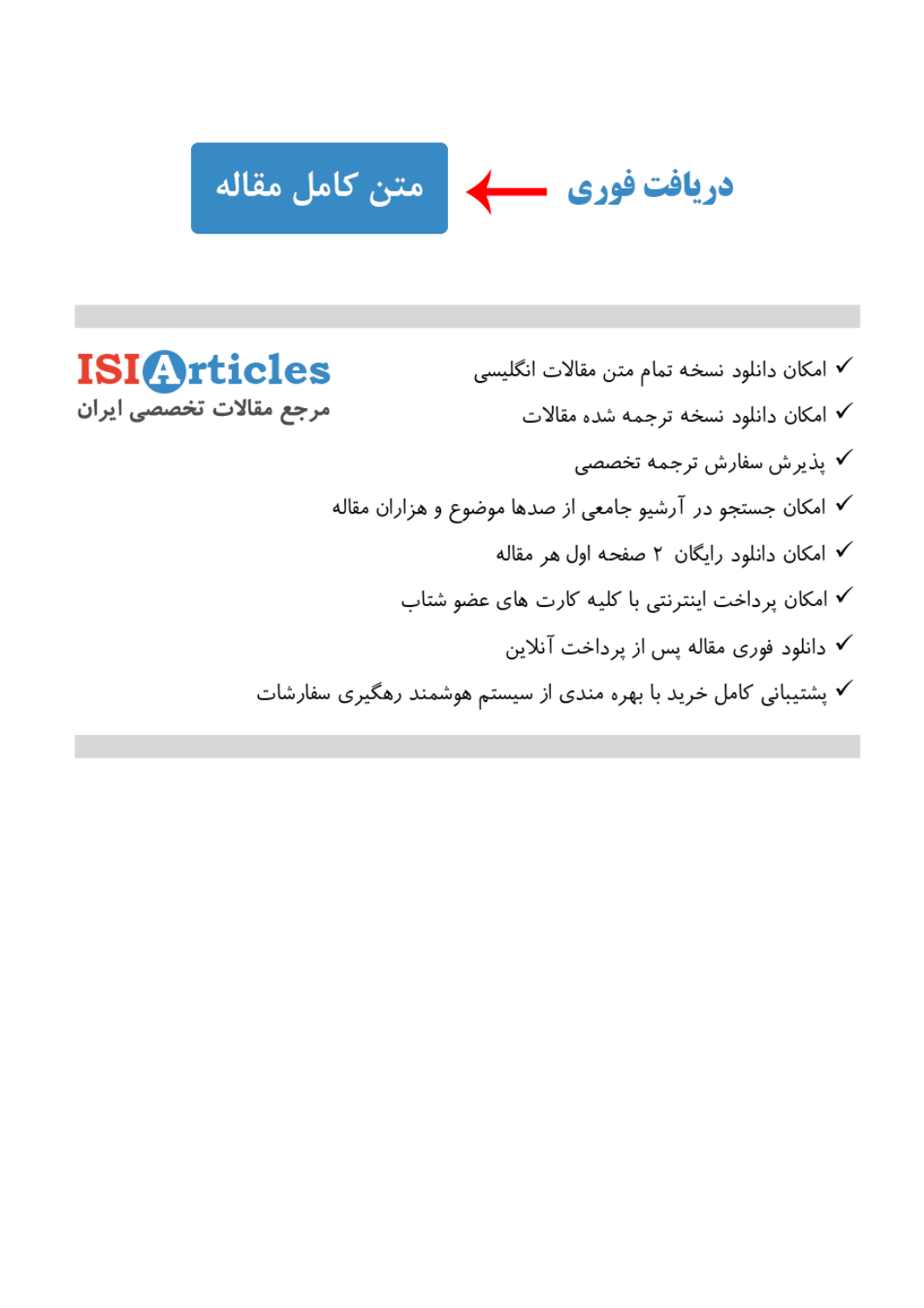دریافت فوری ← متن کامل مقاله

**ISIArticles**
مرجع مقالات تخصصی ایران

- ✓ امکان دانلود نسخه تمام متن مقالات انگلیسی
- ✓ امکان دانلود نسخه ترجمه شده مقالات
- ✓ پذیرش سفارش ترجمه تخصصی
- ✓ امکان جستجو در آرشیو جامعی از صدها موضوع و هزاران مقاله
- ✓ امکان دانلود رایگان ۲ صفحه اول هر مقاله
- ✓ امکان پرداخت اینترنتی با کلیه کارت های عضو شتاب
- ✓ دانلود فوری مقاله پس از پرداخت آنلاین
- ✓ پشتیبانی کامل خرید با بهره مندی از سیستم هوشمند رهگیری سفارشات